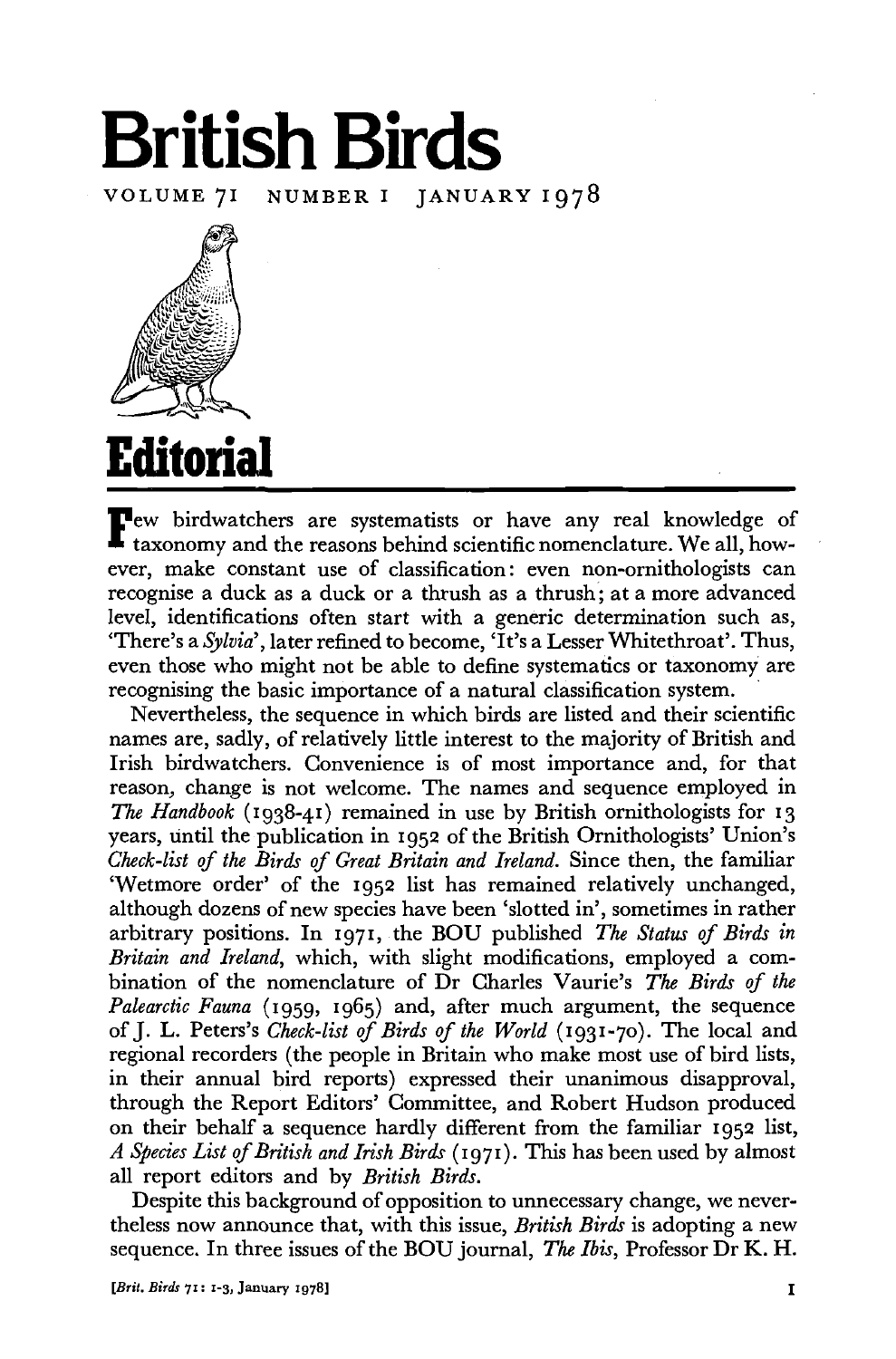# British Birds

VOLUME 71 NUMBER 1 JANUARY 1978

# Editorial

Few birdwatchers are systematists or have any real knowledge of taxonomy and the reasons behind scientific nomenclature. We all, however, make constant use of classification: even non-ornithologists can recognise a duck as a duck or a thrush as a thrush; at a more advanced level, identifications often start with a generic determination such as, 'There's a *Sylvia*', later refined to become, 'It's a Lesser Whitethroat'. Thus, even those who might not be able to define systematics or taxonomy are recognising the basic importance of a natural classification system.

Nevertheless, the sequence in which birds are listed and their scientific names are, sadly, of relatively little interest to the majority of British and Irish birdwatchers. Convenience is of most importance and, for that reason, change is not welcome. The names and sequence employed in *The Handbook* (1938-41) remained in use by British ornithologists for 13 years, until the publication in 1952 of the British Ornithologists' Union's *Check-list of the Birds of Great Britain and Ireland*. Since then, the familiar 'Wetmore order' of the 1952 list has remained relatively unchanged, although dozens of new species have been 'slotted in', sometimes in rather arbitrary positions. In 1971, the BOU published *The Status of Birds in Britain and Ireland*, which, with slight modifications, employed a combination of the nomenclature of Dr Charles Vaurie's *The Birds of the Palearctic Fauna* (1959, 1965) and, after much argument, the sequence of J. L. Peters's *Check-list of Birds of the World* (1931-70). The local and regional recorders (the people in Britain who make most use of bird lists, in their annual bird reports) expressed their unanimous disapproval, through the Report Editors' Committee, and Robert Hudson produced on their behalf a sequence hardly different from the familiar 1952 list, *A Species List of British and Irish Birds* (1971). This has been used by almost all report editors and by *British Birds*.

Despite this background of opposition to unnecessary change, we nevertheless now announce that, with this issue, *British Birds* is adopting a new sequence. In three issues of the BOU journal, *The Ibis*, Professor Dr K. H.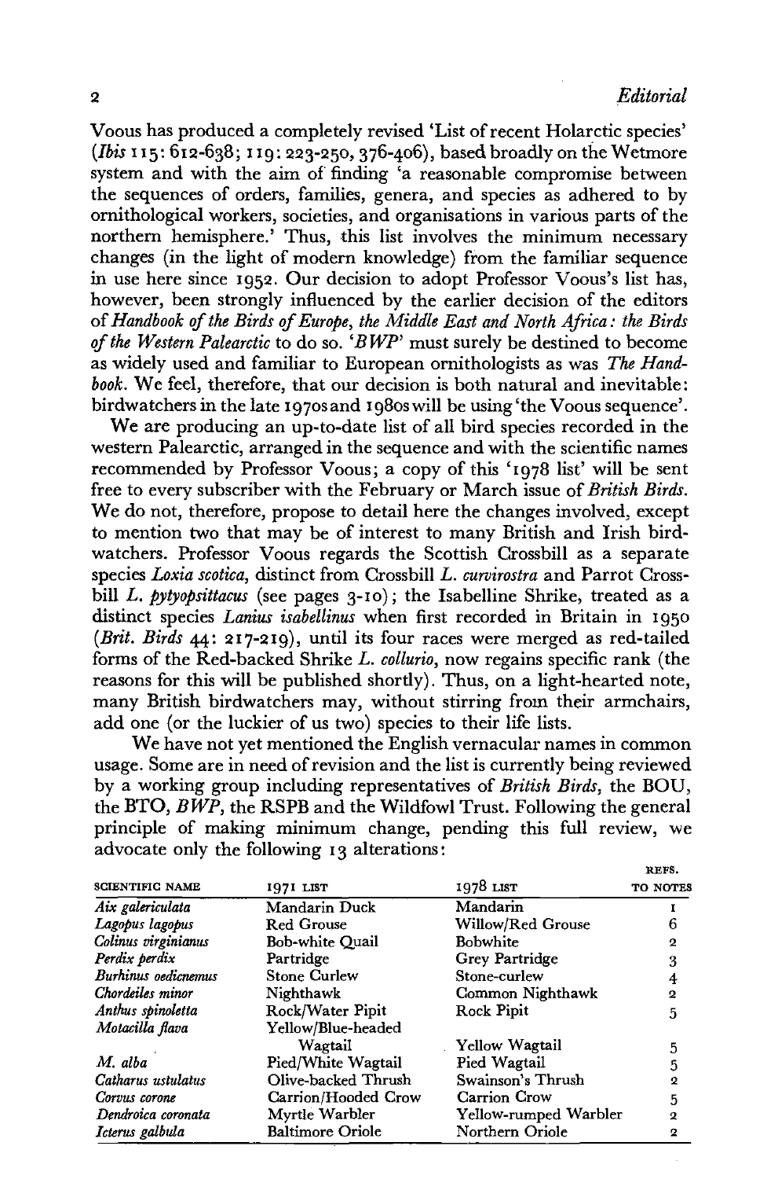Voous has produced a completely revised 'List of recent Holarctic species' (*Ibis* 115: 612-638; 119: 223-250, 376-406), based broadly on the Wetmore system and with the aim of finding 'a reasonable compromise between the sequences of orders, families, genera, and species as adhered to by ornithological workers, societies, and organisations in various parts of the northern hemisphere.' Thus, this list involves the minimum necessary changes (in the light of modern knowledge) from the familiar sequence in use here since 1952. Our decision to adopt Professor Voous's list has, however, been strongly influenced by the earlier decision of the editors of *Handbook of the Birds of Europe, the Middle East and North Africa: the Birds of the Western Palearctic* to do so. '*BWP*' must surely be destined to become as widely used and familiar to European ornithologists as was *The Handbook*. We feel, therefore, that our decision is both natural and inevitable: birdwatchers in the late 1970s and 1980s will be using 'the Voous sequence'.

We are producing an up-to-date list of all bird species recorded in the western Palearctic, arranged in the sequence and with the scientific names recommended by Professor Voous; a copy of this '1978 list' will be sent free to every subscriber with the February or March issue of *British Birds*. We do not, therefore, propose to detail here the changes involved, except to mention two that may be of interest to many British and Irish birdwatchers. Professor Voous regards the Scottish Crossbill as a separate species *Loxia scotica*, distinct from Crossbill *L. curvirostra* and Parrot Crossbill *L. pytyopsittacus* (see pages 3-10); the Isabelline Shrike, treated as a distinct species *Lanius isabellinus* when first recorded in Britain in 1950 (*Brit. Birds* 44: 217-219), until its four races were merged as red-tailed forms of the Red-backed Shrike *L. collurio*, now regains specific rank (the reasons for this will be published shortly). Thus, on a light-hearted note, many British birdwatchers may, without stirring from their armchairs, add one (or the luckier of us two) species to their life lists.

We have not yet mentioned the English vernacular names in common usage. Some are in need of revision and the list is currently being reviewed by a working group including representatives of *British Birds*, the BOU, the BTO, *BWP*, the RSPB and the Wildfowl Trust. Following the general principle of making minimum change, pending this full review, we advocate only the following 13 alterations:

| SCIENTIFIC NAME | 1971 LIST | 1978 LIST | REFS. TO NOTES |
|---|---|---|---|
| *Aix galericulata* | Mandarin Duck | Mandarin | 1 |
| *Lagopus lagopus* | Red Grouse | Willow/Red Grouse | 6 |
| *Colinus virginianus* | Bob-white Quail | Bobwhite | 2 |
| *Perdix perdix* | Partridge | Grey Partridge | 3 |
| *Burhinus oedicnemus* | Stone Curlew | Stone-curlew | 4 |
| *Chordeiles minor* | Nighthawk | Common Nighthawk | 2 |
| *Anthus spinoletta* | Rock/Water Pipit | Rock Pipit | 5 |
| *Motacilla flava* | Yellow/Blue-headed Wagtail | Yellow Wagtail | 5 |
| *M. alba* | Pied/White Wagtail | Pied Wagtail | 5 |
| *Catharus ustulatus* | Olive-backed Thrush | Swainson's Thrush | 2 |
| *Corvus corone* | Carrion/Hooded Crow | Carrion Crow | 5 |
| *Dendroica coronata* | Myrtle Warbler | Yellow-rumped Warbler | 2 |
| *Icterus galbula* | Baltimore Oriole | Northern Oriole | 2 |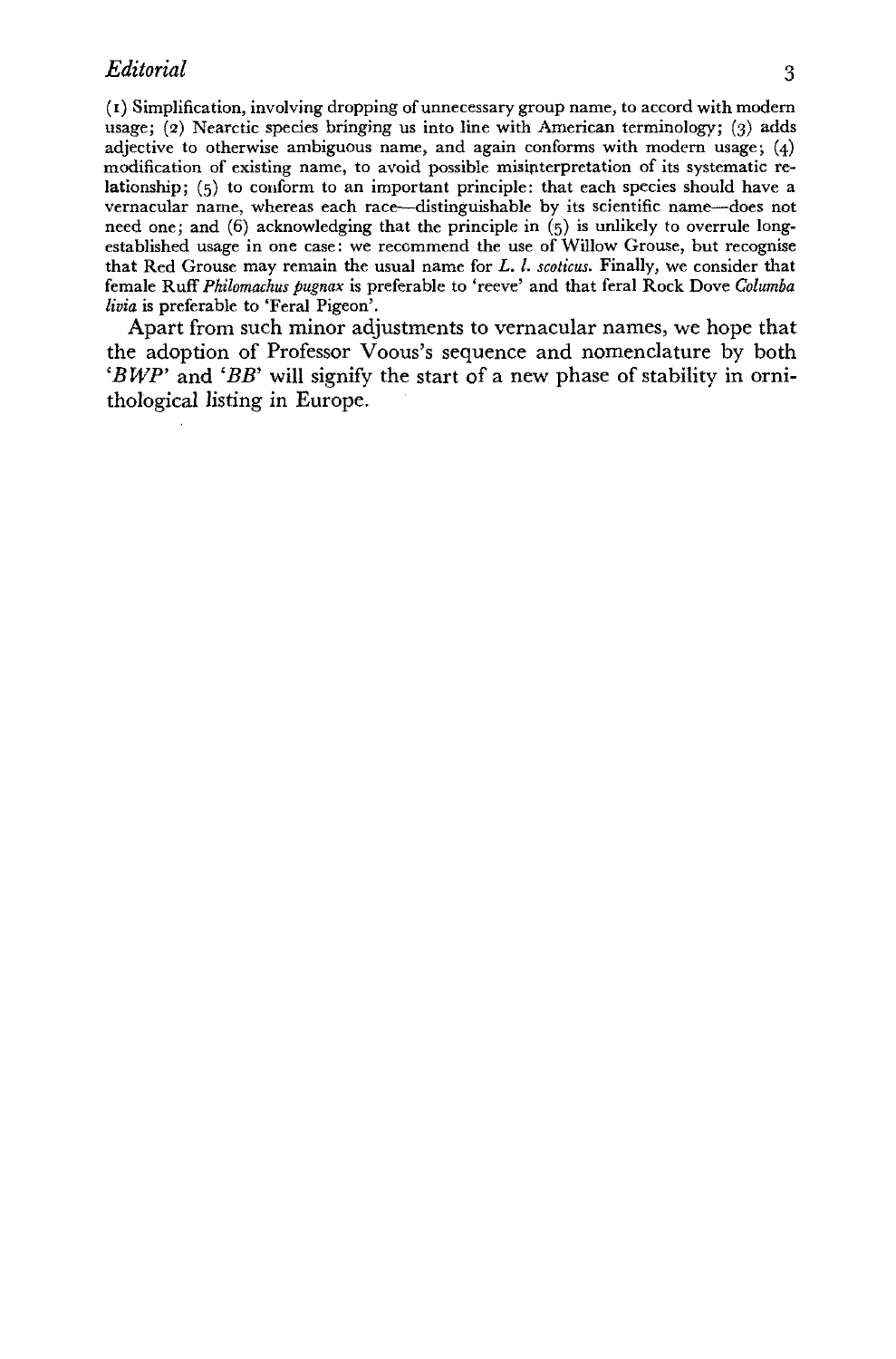(1) Simplification, involving dropping of unnecessary group name, to accord with modern usage; (2) Nearctic species bringing us into line with American terminology; (3) adds adjective to otherwise ambiguous name, and again conforms with modern usage; (4) modification of existing name, to avoid possible misinterpretation of its systematic relationship; (5) to conform to an important principle: that each species should have a vernacular name, whereas each race—distinguishable by its scientific name—does not need one; and (6) acknowledging that the principle in (5) is unlikely to overrule long-established usage in one case: we recommend the use of Willow Grouse, but recognise that Red Grouse may remain the usual name for *L. l. scoticus*. Finally, we consider that female Ruff *Philomachus pugnax* is preferable to 'reeve' and that feral Rock Dove *Columba livia* is preferable to 'Feral Pigeon'.

Apart from such minor adjustments to vernacular names, we hope that the adoption of Professor Voous's sequence and nomenclature by both '*BWP*' and '*BB*' will signify the start of a new phase of stability in ornithological listing in Europe.